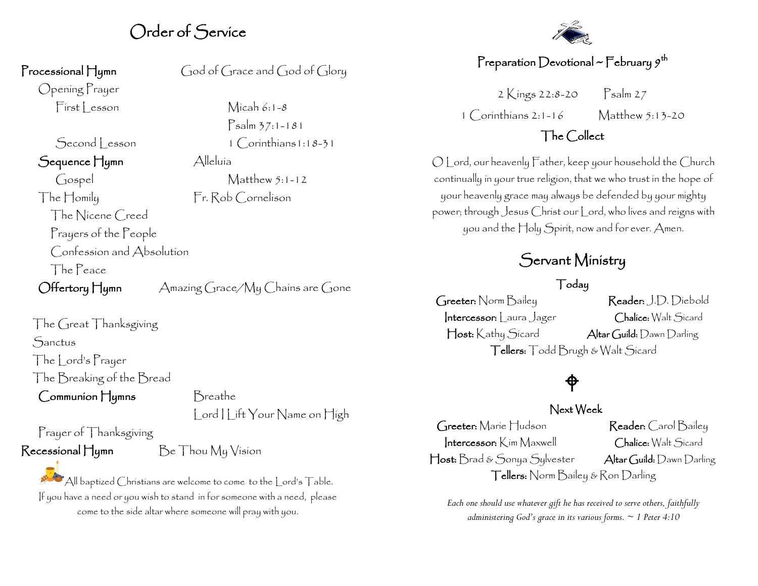# Order of Service

**Processional Hymn** — God of Grace and God of Glory

Opening Prayer

First Lesson — Micah 6:1-8

Psalm 37:1-18 1

Second Lesson — 1 Corinthians 1:18-31

**Sequence Hymn** — Alleluia

Gospel — Matthew 5:1-12

The Homily — Fr. Rob Cornelison

The Nicene Creed

Prayers of the People

Confession and Absolution

The Peace

**Offertory Hymn** — Amazing Grace/My Chains are Gone

The Great Thanksgiving

Sanctus

The Lord's Prayer

The Breaking of the Bread

**Communion Hymns** — Breathe

Lord I Lift Your Name on High

Prayer of Thanksgiving

**Recessional Hymn** — Be Thou My Vision

All baptized Christians are welcome to come to the Lord's Table. If you have a need or you wish to stand in for someone with a need, please come to the side altar where someone will pray with you.

## Preparation Devotional ~ February 9th

2 Kings 22:8-20 — Psalm 27

1 Corinthians 2:1-16 — Matthew 5:13-20

### The Collect

O Lord, our heavenly Father, keep your household the Church continually in your true religion, that we who trust in the hope of your heavenly grace may always be defended by your mighty power; through Jesus Christ our Lord, who lives and reigns with you and the Holy Spirit, now and for ever. Amen.

## Servant Ministry

### Today

**Greeter:** Norm Bailey — **Reader:** J.D. Diebold

**Intercessor:** Laura Jager — **Chalice:** Walt Sicard

**Host:** Kathy Sicard — **Altar Guild:** Dawn Darling

**Tellers:** Todd Brugh & Walt Sicard

### Next Week

**Greeter:** Marie Hudson — **Reader:** Carol Bailey

**Intercessor:** Kim Maxwell — **Chalice:** Walt Sicard

**Host:** Brad & Sonya Sylvester — **Altar Guild:** Dawn Darling

**Tellers:** Norm Bailey & Ron Darling

*Each one should use whatever gift he has received to serve others, faithfully administering God's grace in its various forms. ~ 1 Peter 4:10*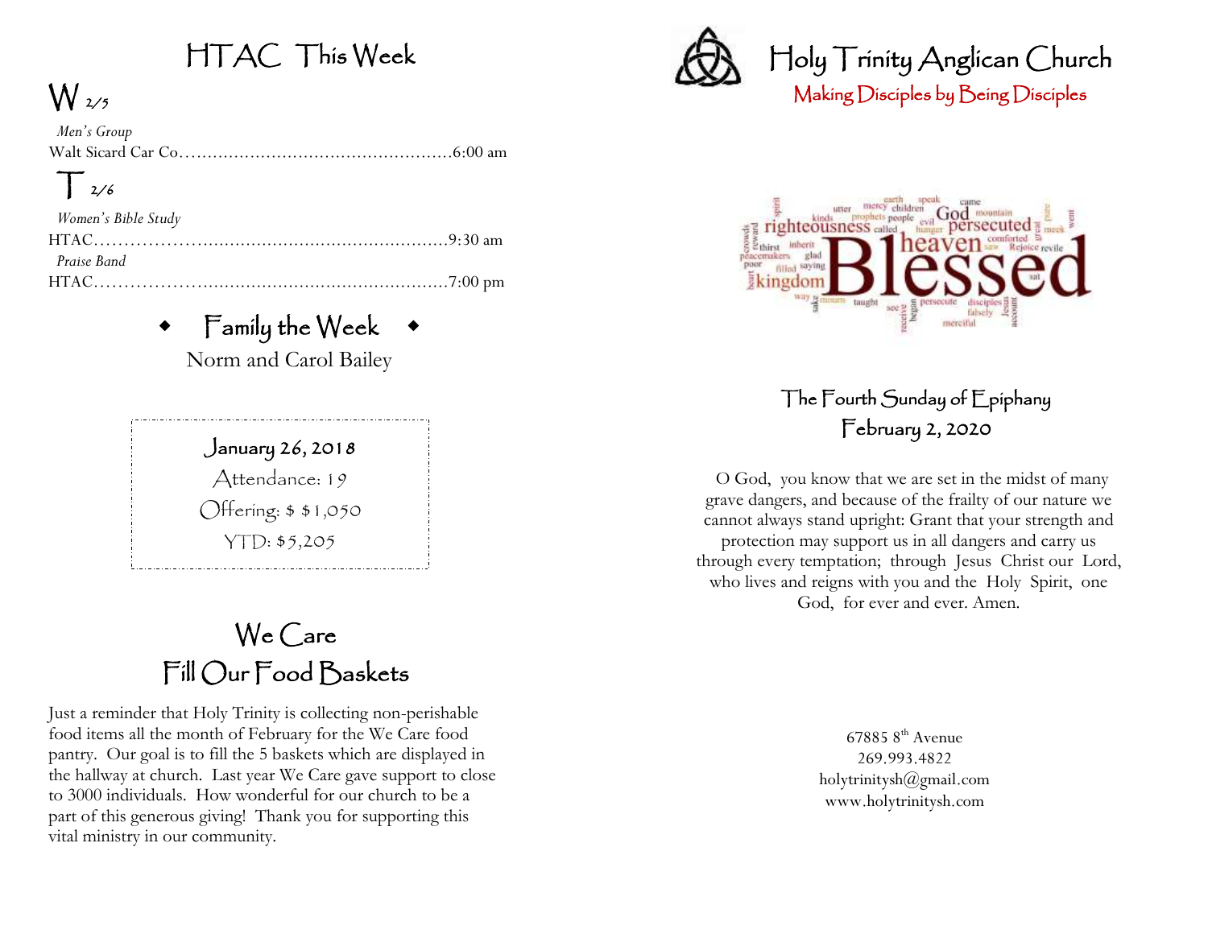# HTAC This Week

## W 2/5

*Men's Group*
Walt Sicard Car Co……………………………………………6:00 am

## T 2/6

*Women's Bible Study*
HTAC………………………………………………………9:30 am
*Praise Band*
HTAC………………………………………………………7:00 pm

## ◆ Family the Week ◆

Norm and Carol Bailey

January 26, 2018
Attendance: 19
Offering: $ $1,050
YTD: $5,205

## We Care
## Fill Our Food Baskets

Just a reminder that Holy Trinity is collecting non-perishable food items all the month of February for the We Care food pantry. Our goal is to fill the 5 baskets which are displayed in the hallway at church. Last year We Care gave support to close to 3000 individuals. How wonderful for our church to be a part of this generous giving! Thank you for supporting this vital ministry in our community.

# Holy Trinity Anglican Church

Making Disciples by Being Disciples

## The Fourth Sunday of Epiphany
## February 2, 2020

O God, you know that we are set in the midst of many grave dangers, and because of the frailty of our nature we cannot always stand upright: Grant that your strength and protection may support us in all dangers and carry us through every temptation; through Jesus Christ our Lord, who lives and reigns with you and the Holy Spirit, one God, for ever and ever. Amen.

67885 8th Avenue
269.993.4822
holytrinitysh@gmail.com
www.holytrinitysh.com